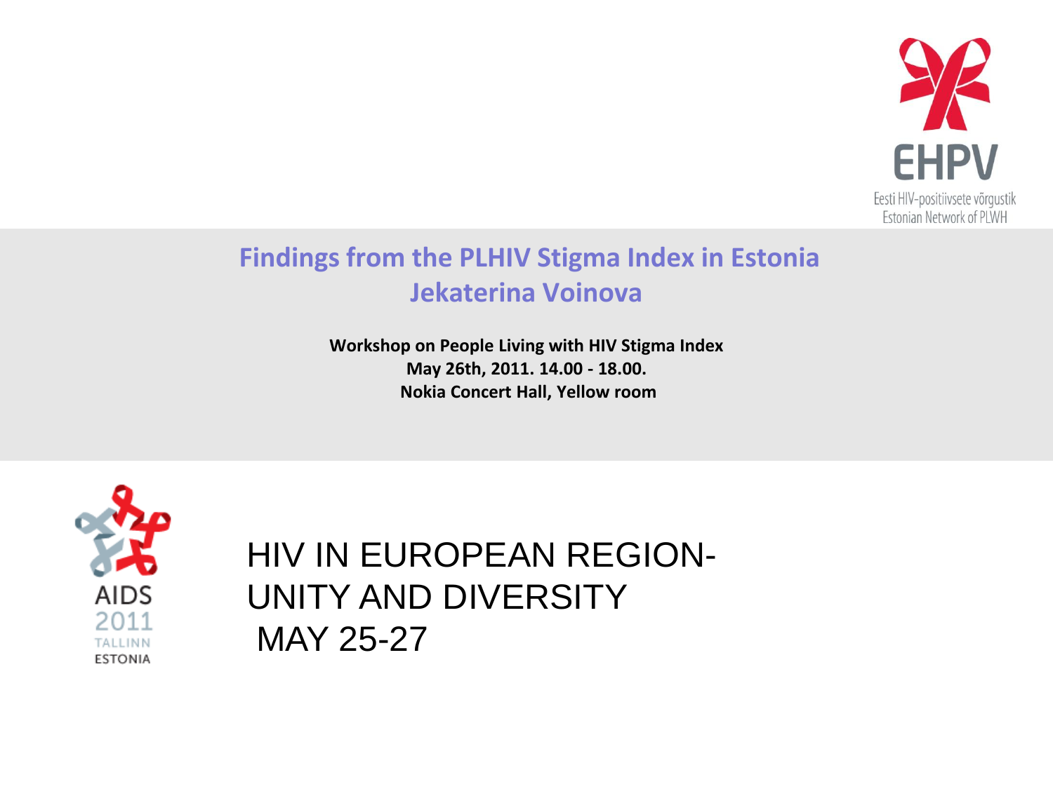EHPV

Eesti HIV-positiivsete võrgustik
Estonian Network of PLWH

# Findings from the PLHIV Stigma Index in Estonia
## Jekaterina Voinova

**Workshop on People Living with HIV Stigma Index**
**May 26th, 2011. 14.00 - 18.00.**
**Nokia Concert Hall, Yellow room**

AIDS 2011 TALLINN ESTONIA

HIV IN EUROPEAN REGION- UNITY AND DIVERSITY
MAY 25-27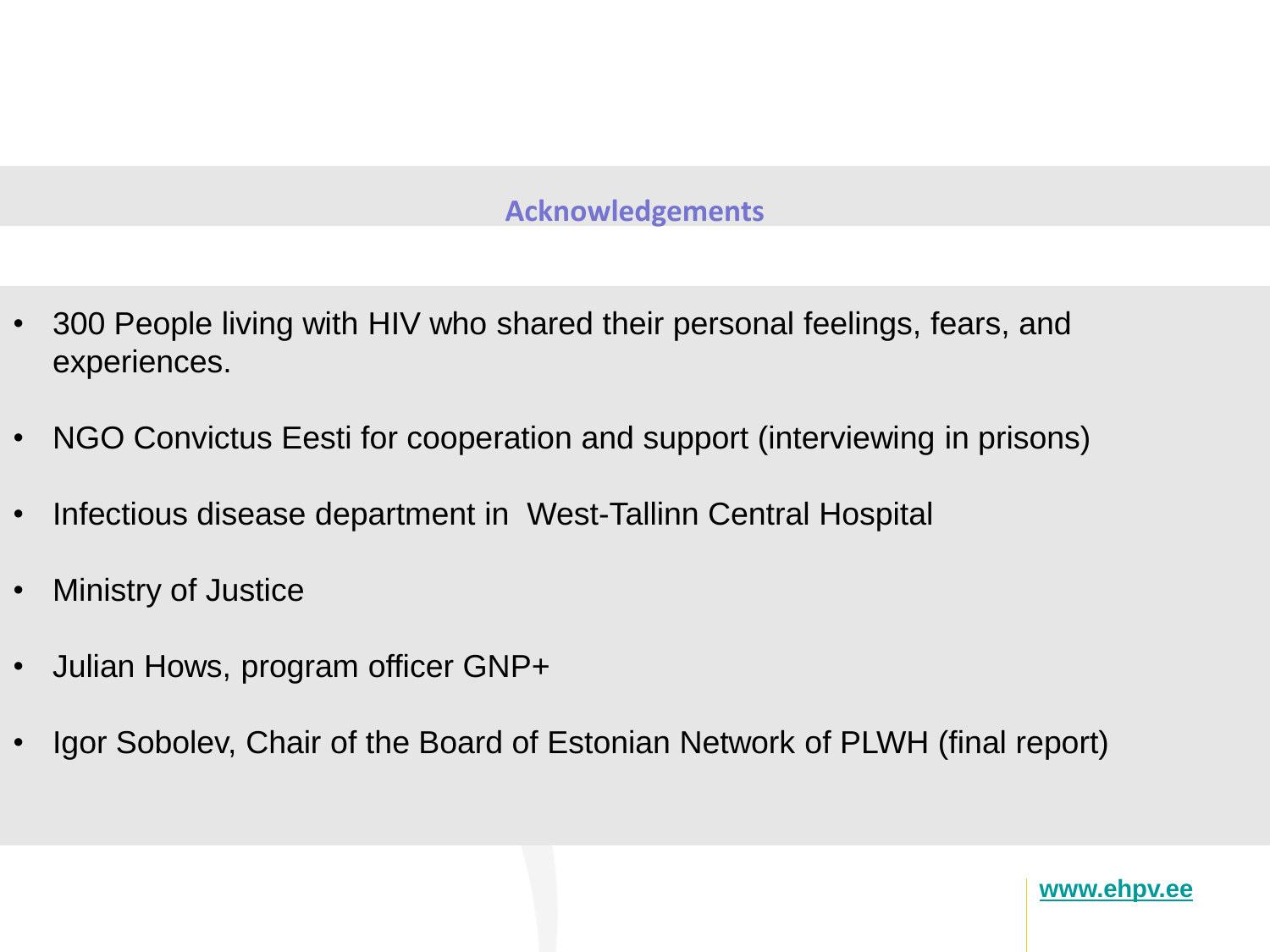## Acknowledgements

- 300 People living with HIV who shared their personal feelings, fears, and experiences.
- NGO Convictus Eesti for cooperation and support (interviewing in prisons)
- Infectious disease department in West-Tallinn Central Hospital
- Ministry of Justice
- Julian Hows, program officer GNP+
- Igor Sobolev, Chair of the Board of Estonian Network of PLWH (final report)

www.ehpv.ee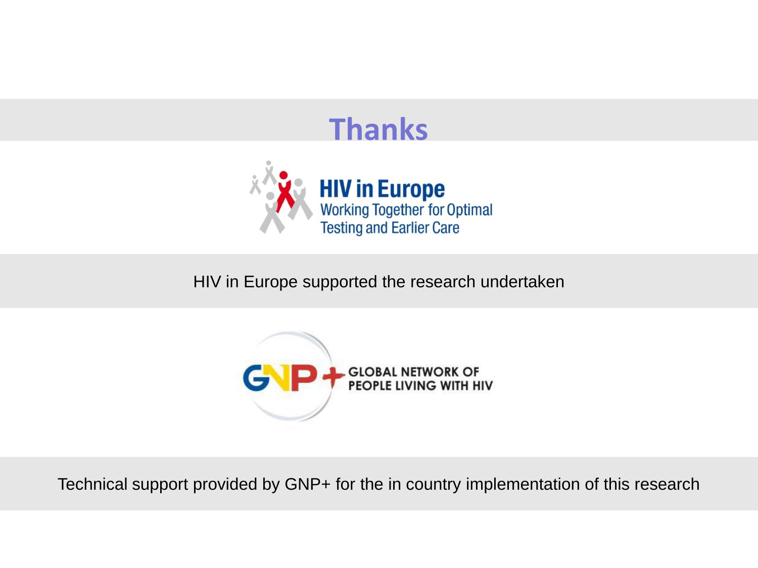# Thanks

HIV in Europe
Working Together for Optimal Testing and Earlier Care

HIV in Europe supported the research undertaken

GNP+ GLOBAL NETWORK OF PEOPLE LIVING WITH HIV

Technical support provided by GNP+ for the in country implementation of this research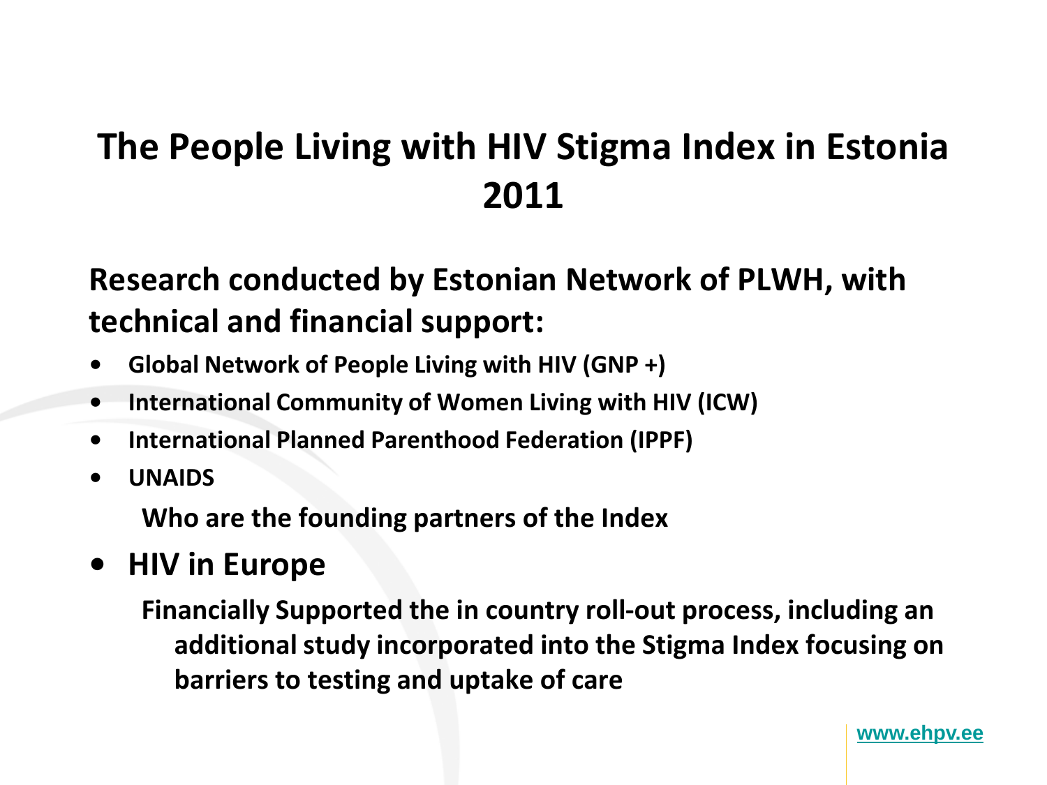# The People Living with HIV Stigma Index in Estonia 2011

**Research conducted by Estonian Network of PLWH, with technical and financial support:**

- **Global Network of People Living with HIV (GNP +)**
- **International Community of Women Living with HIV (ICW)**
- **International Planned Parenthood Federation (IPPF)**
- **UNAIDS**

  **Who are the founding partners of the Index**

- **HIV in Europe**

  **Financially Supported the in country roll-out process, including an additional study incorporated into the Stigma Index focusing on barriers to testing and uptake of care**

www.ehpv.ee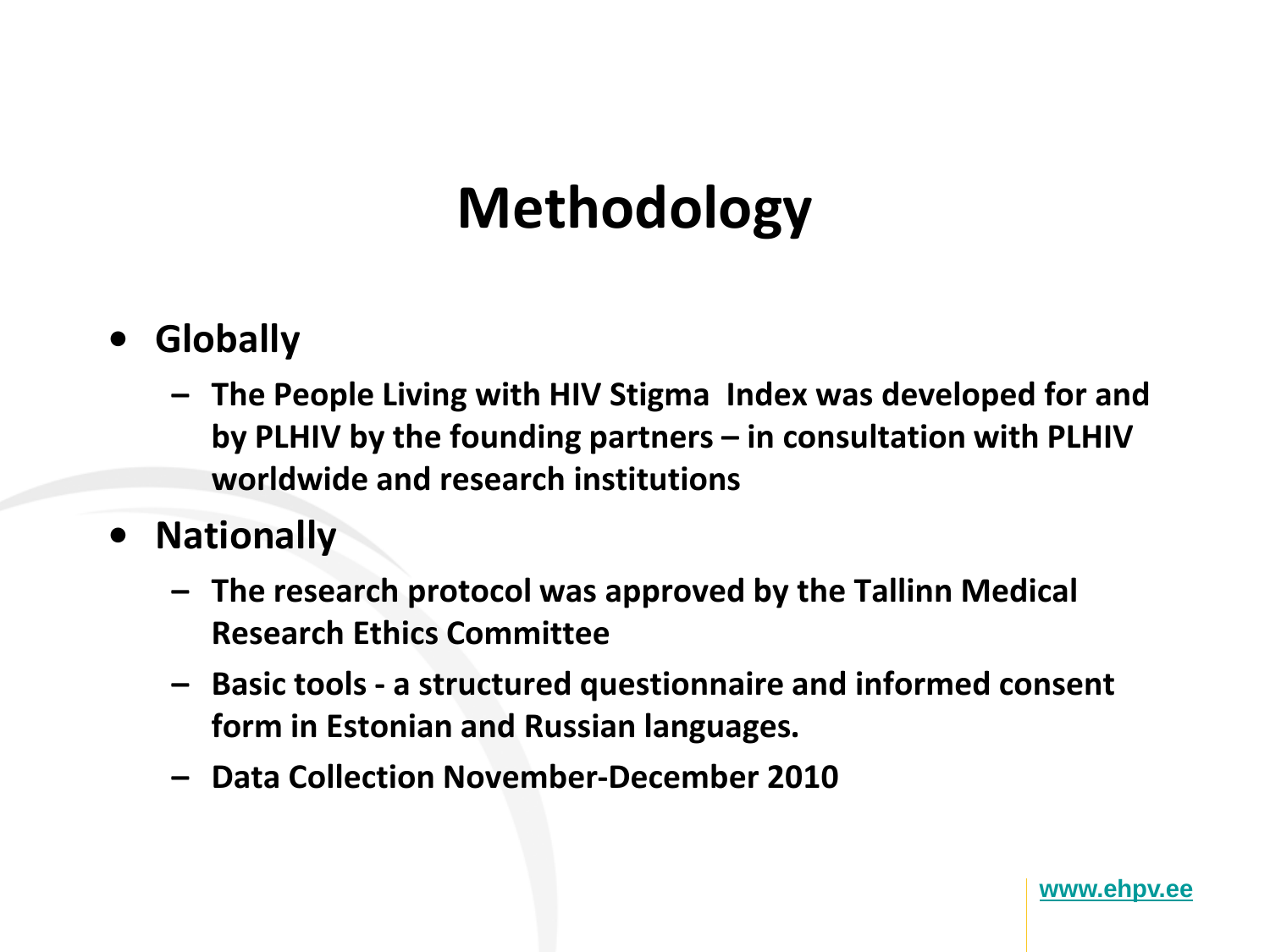# Methodology

- **Globally**
  - **The People Living with HIV Stigma Index was developed for and by PLHIV by the founding partners – in consultation with PLHIV worldwide and research institutions**
- **Nationally**
  - **The research protocol was approved by the Tallinn Medical Research Ethics Committee**
  - **Basic tools - a structured questionnaire and informed consent form in Estonian and Russian languages.**
  - **Data Collection November-December 2010**

www.ehpv.ee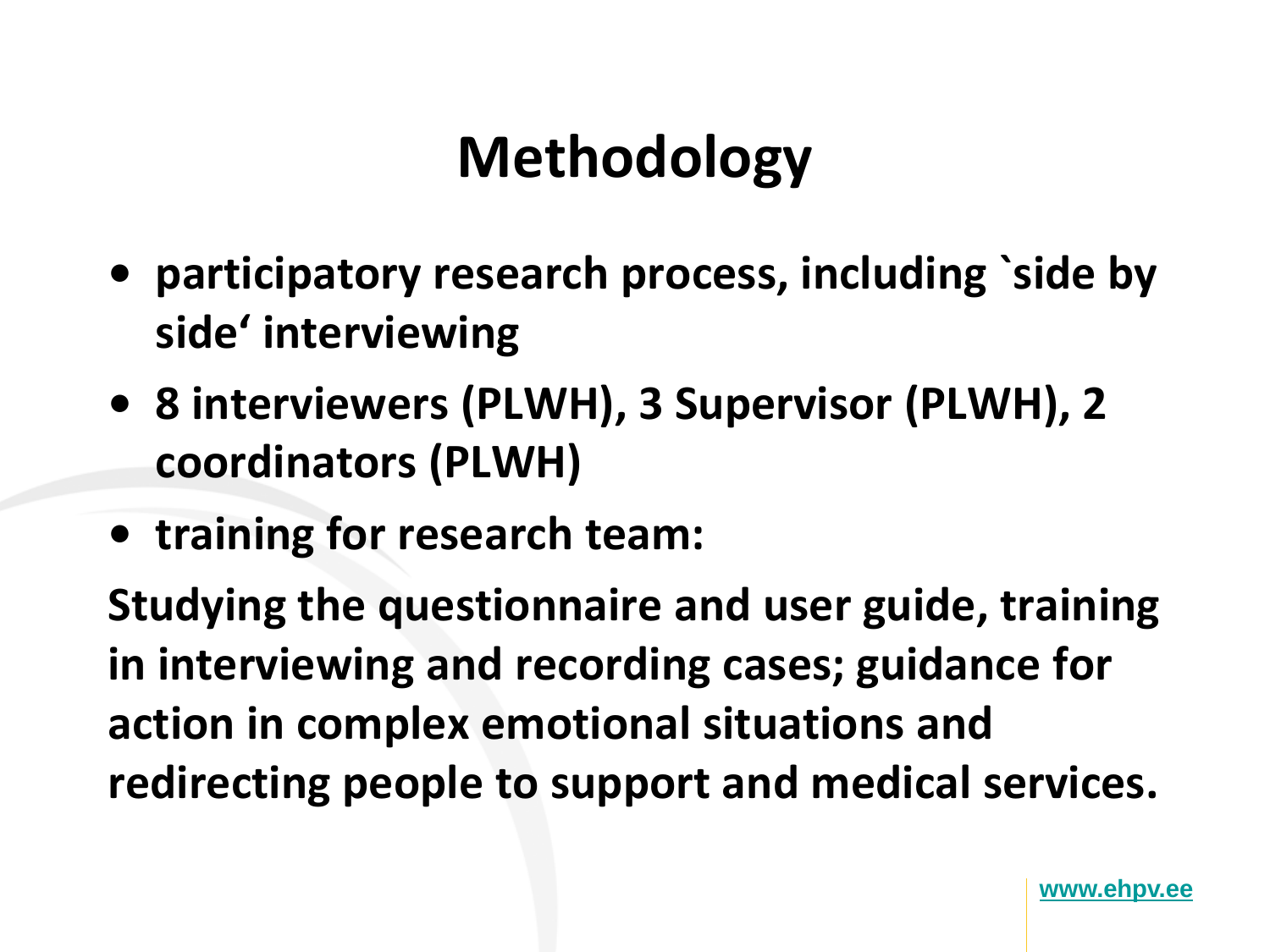# Methodology

- **participatory research process, including `side by side‘ interviewing**
- **8 interviewers (PLWH), 3 Supervisor (PLWH), 2 coordinators (PLWH)**
- **training for research team:**

**Studying the questionnaire and user guide, training in interviewing and recording cases; guidance for action in complex emotional situations and redirecting people to support and medical services.**

www.ehpv.ee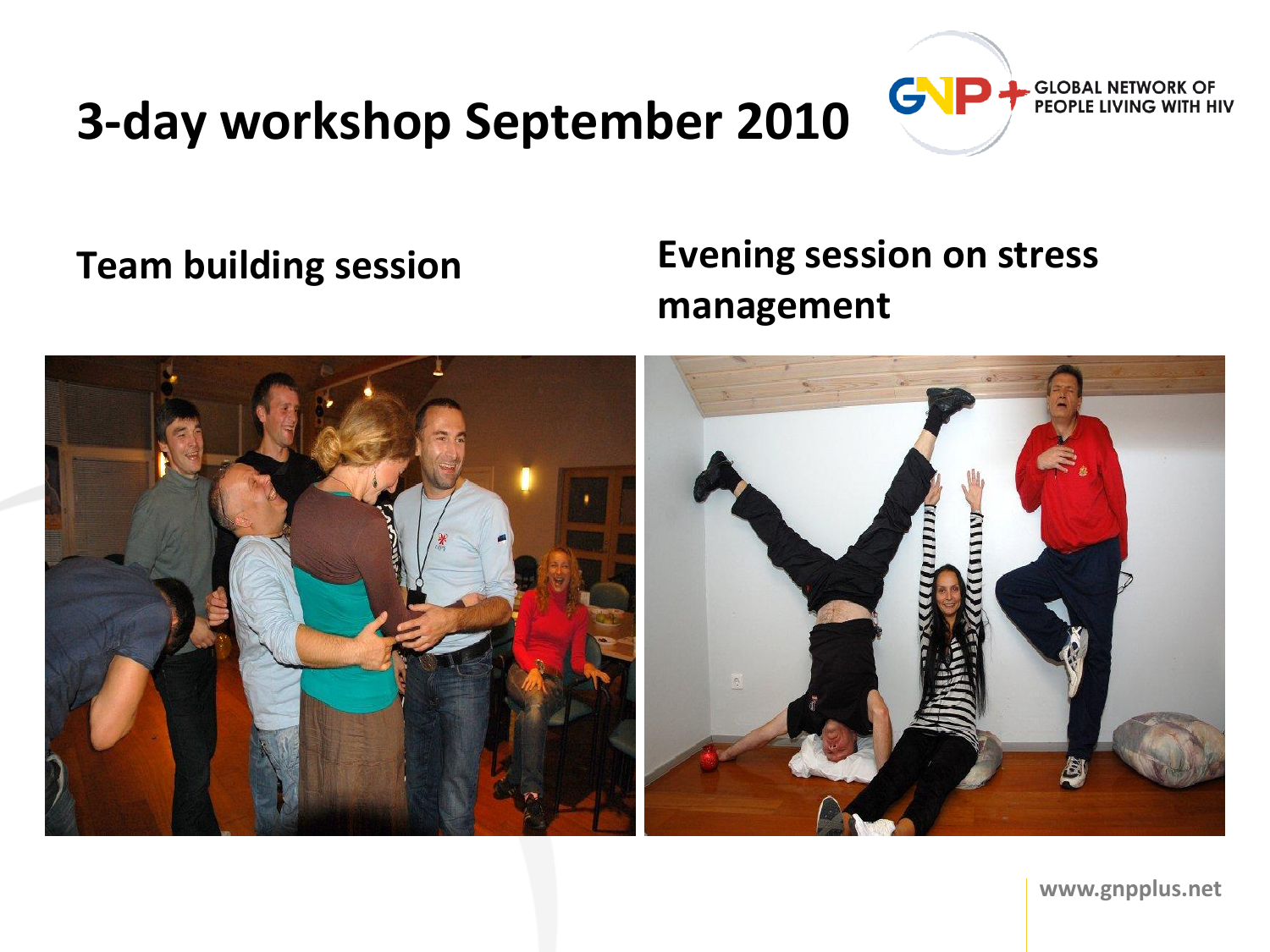# 3-day workshop September 2010

**Team building session**

**Evening session on stress management**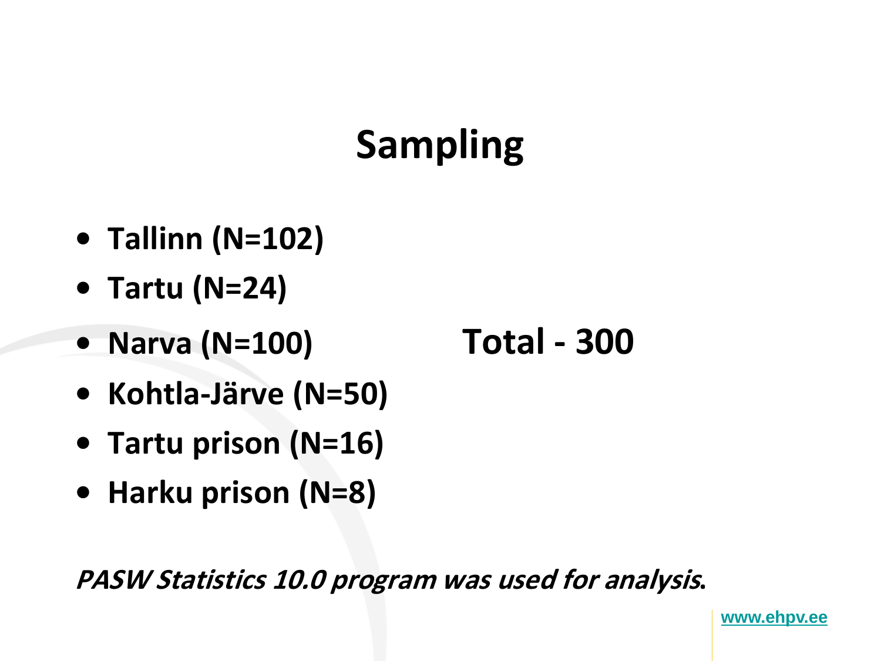# Sampling

- **Tallinn (N=102)**
- **Tartu (N=24)**
- **Narva (N=100)**
- **Kohtla-Järve (N=50)**
- **Tartu prison (N=16)**
- **Harku prison (N=8)**

**Total - 300**

***PASW Statistics 10.0 program was used for analysis.***

www.ehpv.ee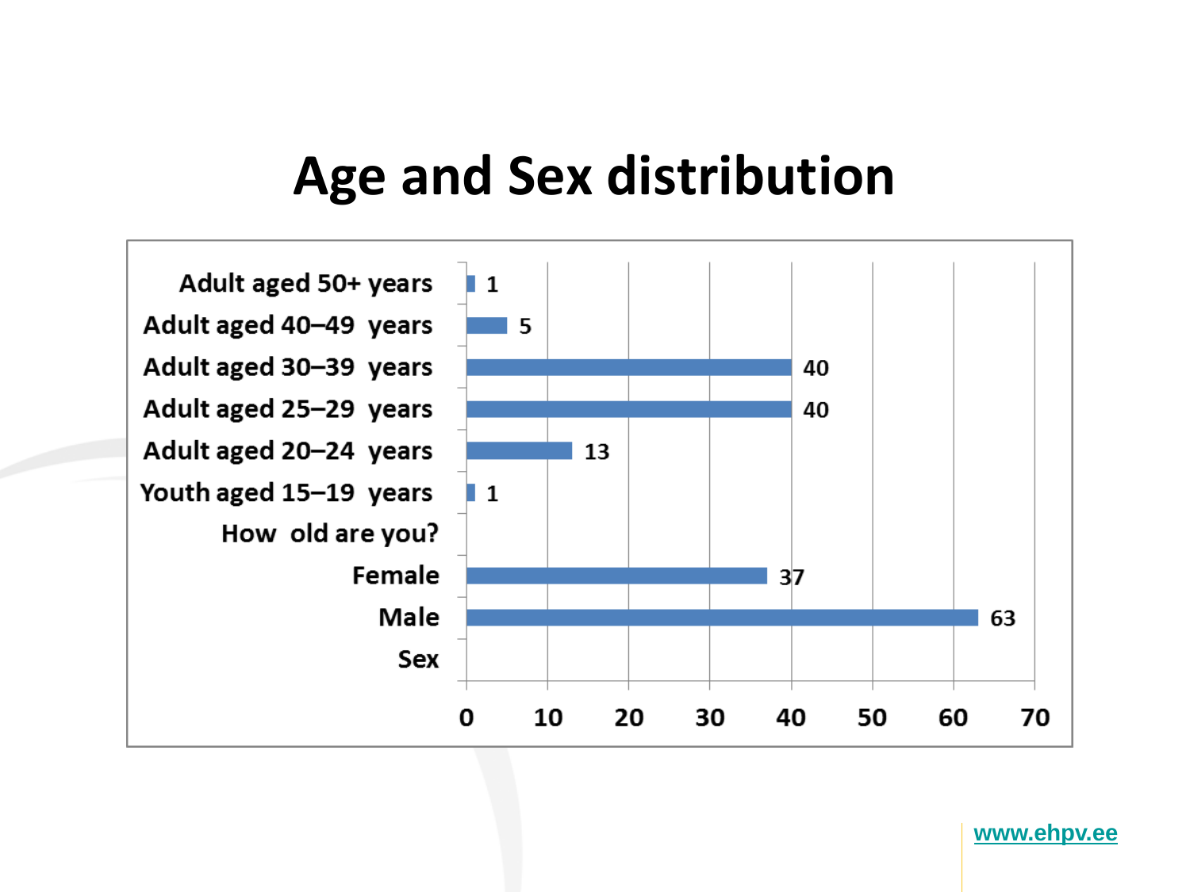# Age and Sex distribution

| Category | Value |
| --- | --- |
| **How old are you?** | |
| Adult aged 50+ years | 1 |
| Adult aged 40–49 years | 5 |
| Adult aged 30–39 years | 40 |
| Adult aged 25–29 years | 40 |
| Adult aged 20–24 years | 13 |
| Youth aged 15–19 years | 1 |
| **Sex** | |
| Female | 37 |
| Male | 63 |

www.ehpv.ee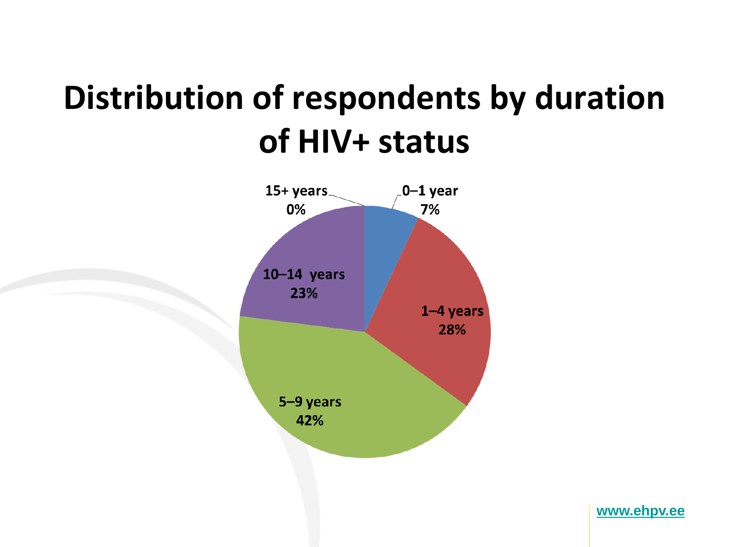# Distribution of respondents by duration of HIV+ status

| Duration of HIV+ status | Share of respondents |
|---|---|
| 0–1 year | 7% |
| 1–4 years | 28% |
| 5–9 years | 42% |
| 10–14 years | 23% |
| 15+ years | 0% |

www.ehpv.ee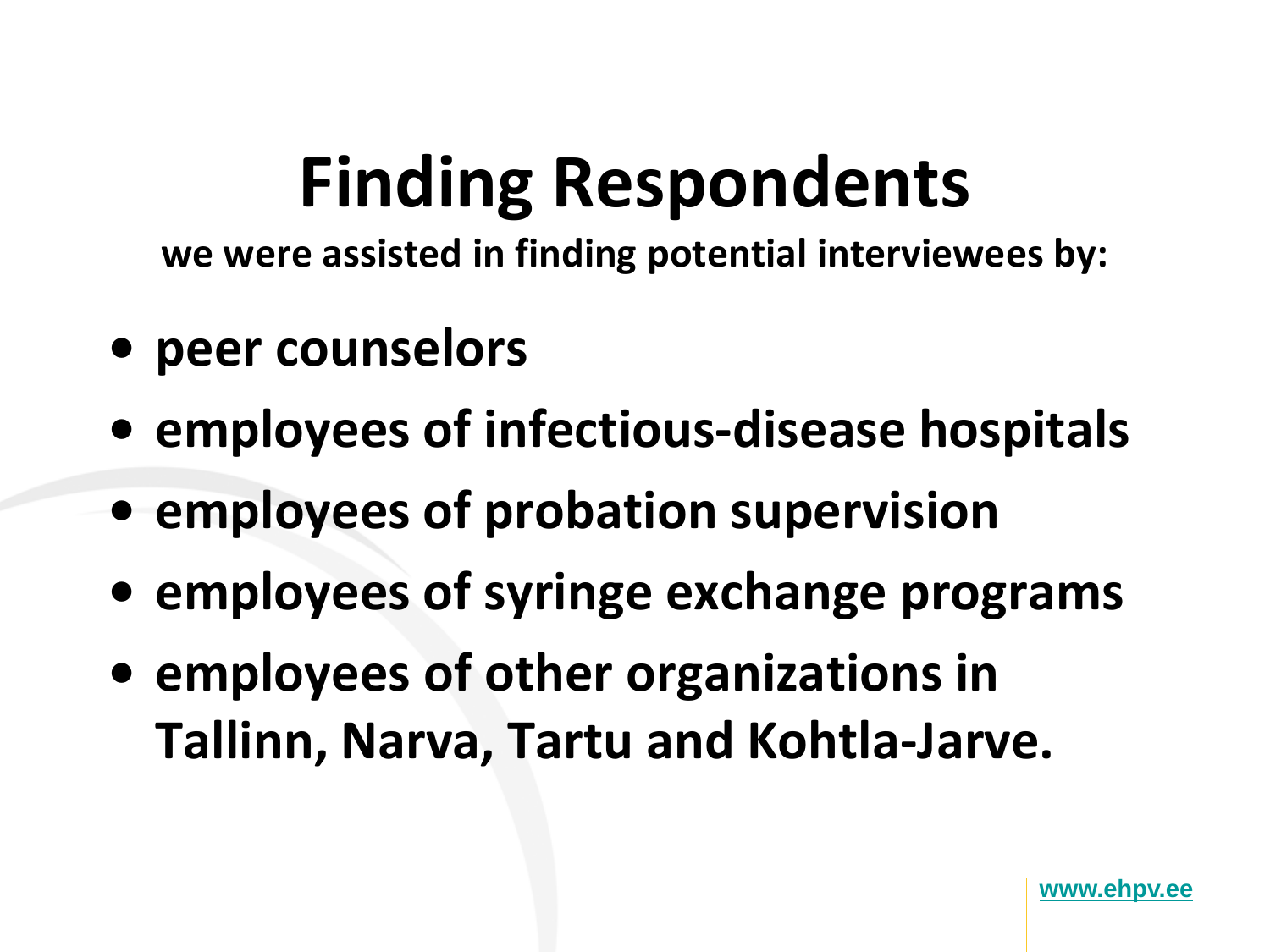# Finding Respondents

**we were assisted in finding potential interviewees by:**

- **peer counselors**
- **employees of infectious-disease hospitals**
- **employees of probation supervision**
- **employees of syringe exchange programs**
- **employees of other organizations in Tallinn, Narva, Tartu and Kohtla-Jarve.**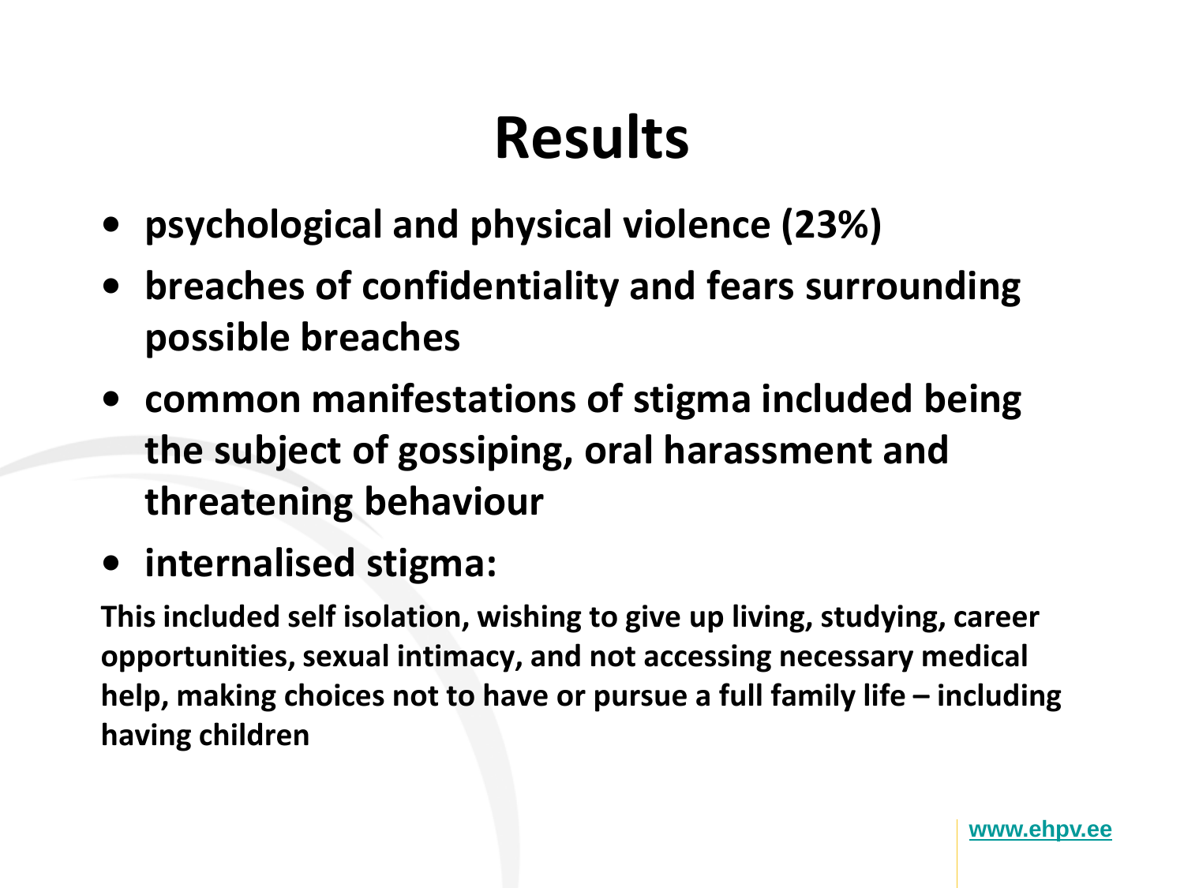# Results

- **psychological and physical violence (23%)**
- **breaches of confidentiality and fears surrounding possible breaches**
- **common manifestations of stigma included being the subject of gossiping, oral harassment and threatening behaviour**
- **internalised stigma:**

**This included self isolation, wishing to give up living, studying, career opportunities, sexual intimacy, and not accessing necessary medical help, making choices not to have or pursue a full family life – including having children**

www.ehpv.ee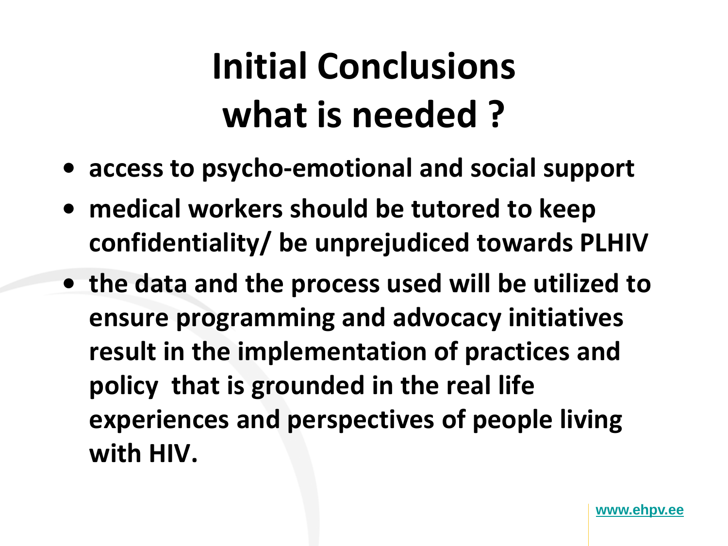# Initial Conclusions what is needed ?

- **access to psycho-emotional and social support**
- **medical workers should be tutored to keep confidentiality/ be unprejudiced towards PLHIV**
- **the data and the process used will be utilized to ensure programming and advocacy initiatives result in the implementation of practices and policy that is grounded in the real life experiences and perspectives of people living with HIV.**

www.ehpv.ee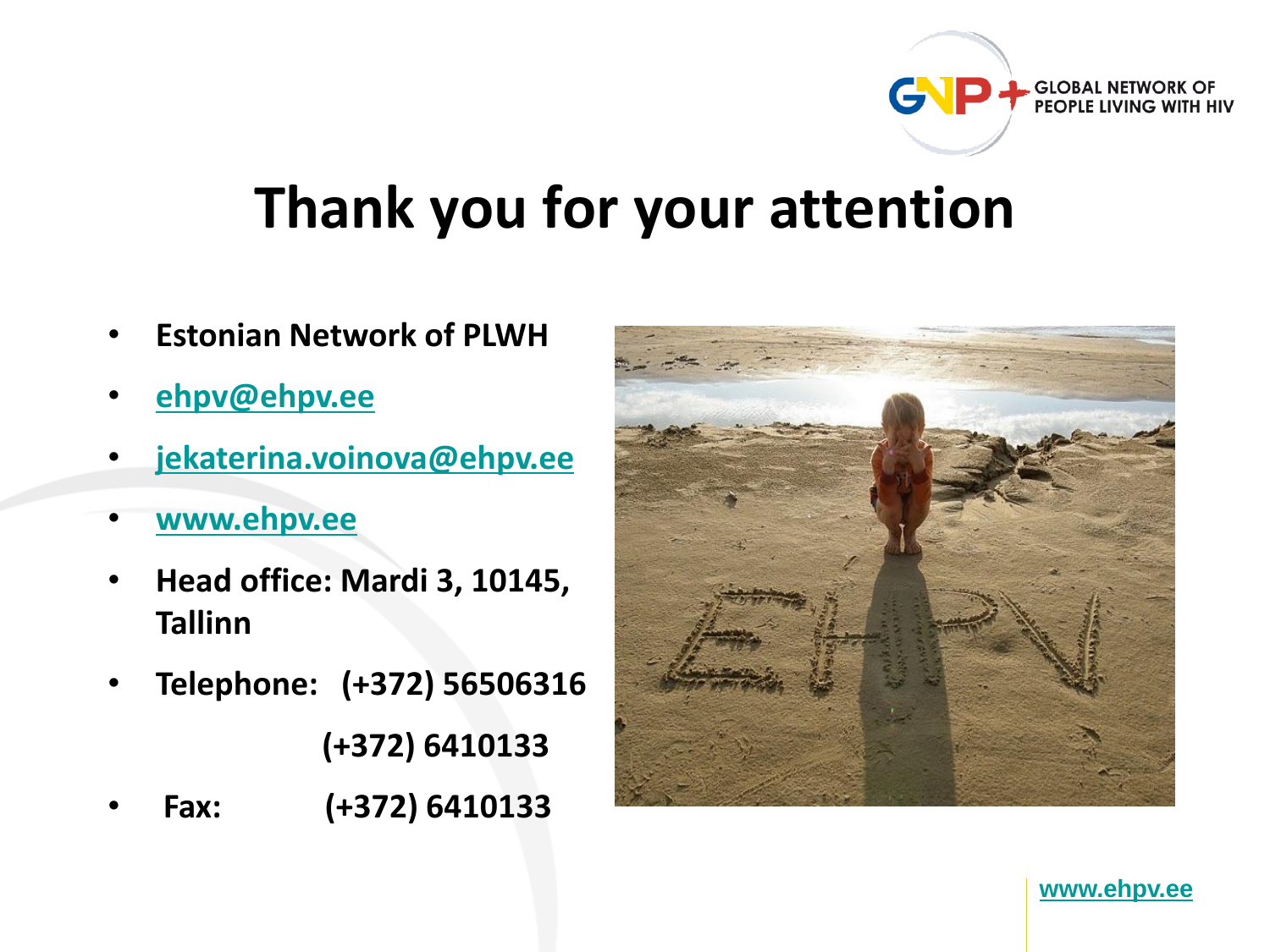# Thank you for your attention

- **Estonian Network of PLWH**
- **ehpv@ehpv.ee**
- **jekaterina.voinova@ehpv.ee**
- **www.ehpv.ee**
- **Head office: Mardi 3, 10145, Tallinn**
- **Telephone: (+372) 56506316**

  **(+372) 6410133**
- **Fax: (+372) 6410133**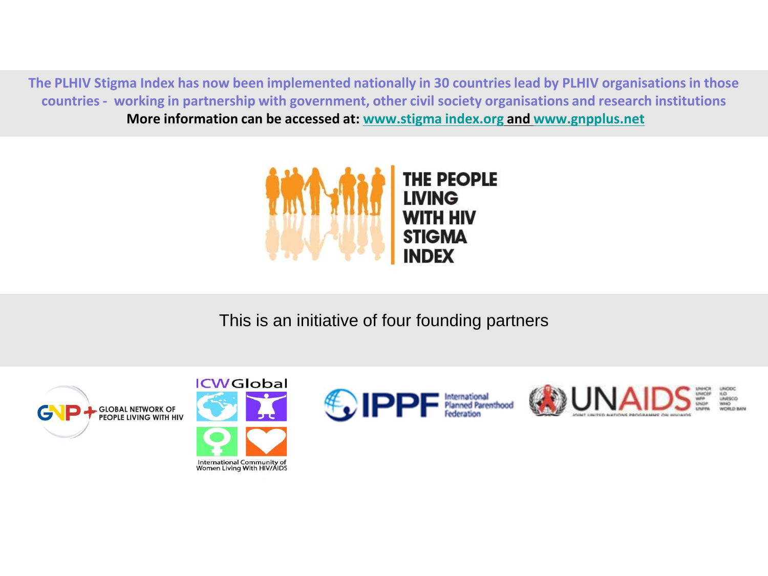**The PLHIV Stigma Index has now been implemented nationally in 30 countries lead by PLHIV organisations in those countries - working in partnership with government, other civil society organisations and research institutions**

**More information can be accessed at: www.stigma index.org and www.gnpplus.net**

THE PEOPLE LIVING WITH HIV STIGMA INDEX

This is an initiative of four founding partners

GNP+ GLOBAL NETWORK OF PEOPLE LIVING WITH HIV

ICW Global International Community of Women Living With HIV/AIDS

IPPF International Planned Parenthood Federation

UNAIDS